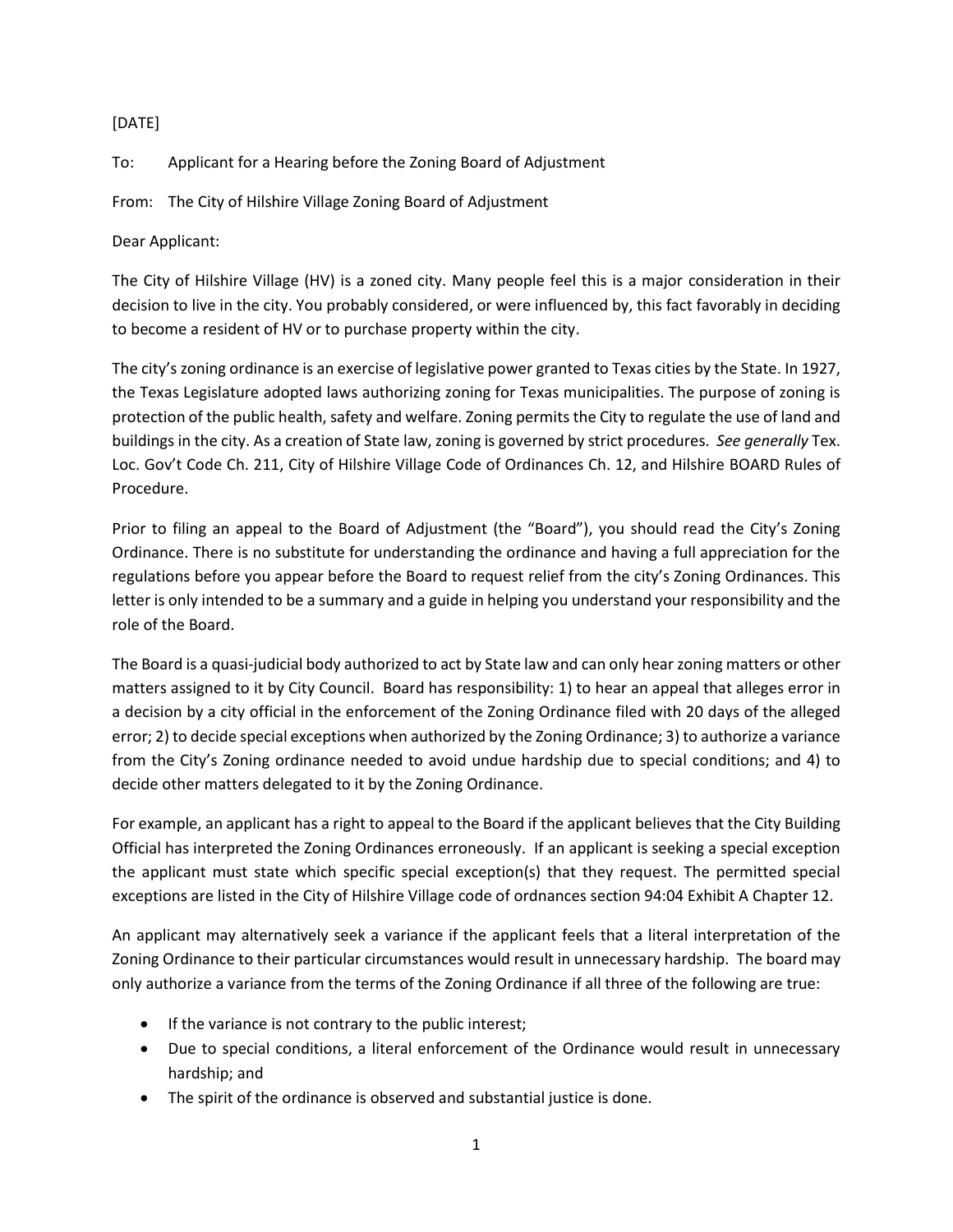[DATE]

To: Applicant for a Hearing before the Zoning Board of Adjustment

From: The City of Hilshire Village Zoning Board of Adjustment

Dear Applicant:

The City of Hilshire Village (HV) is a zoned city. Many people feel this is a major consideration in their decision to live in the city. You probably considered, or were influenced by, this fact favorably in deciding to become a resident of HV or to purchase property within the city.

The city's zoning ordinance is an exercise of legislative power granted to Texas cities by the State. In 1927, the Texas Legislature adopted laws authorizing zoning for Texas municipalities. The purpose of zoning is protection of the public health, safety and welfare. Zoning permits the City to regulate the use of land and buildings in the city. As a creation of State law, zoning is governed by strict procedures. *See generally* Tex. Loc. Gov't Code Ch. 211, City of Hilshire Village Code of Ordinances Ch. 12, and Hilshire BOARD Rules of Procedure.

Prior to filing an appeal to the Board of Adjustment (the "Board"), you should read the City's Zoning Ordinance. There is no substitute for understanding the ordinance and having a full appreciation for the regulations before you appear before the Board to request relief from the city's Zoning Ordinances. This letter is only intended to be a summary and a guide in helping you understand your responsibility and the role of the Board.

The Board is a quasi-judicial body authorized to act by State law and can only hear zoning matters or other matters assigned to it by City Council. Board has responsibility: 1) to hear an appeal that alleges error in a decision by a city official in the enforcement of the Zoning Ordinance filed with 20 days of the alleged error; 2) to decide special exceptions when authorized by the Zoning Ordinance; 3) to authorize a variance from the City's Zoning ordinance needed to avoid undue hardship due to special conditions; and 4) to decide other matters delegated to it by the Zoning Ordinance.

For example, an applicant has a right to appeal to the Board if the applicant believes that the City Building Official has interpreted the Zoning Ordinances erroneously. If an applicant is seeking a special exception the applicant must state which specific special exception(s) that they request. The permitted special exceptions are listed in the City of Hilshire Village code of ordnances section 94:04 Exhibit A Chapter 12.

An applicant may alternatively seek a variance if the applicant feels that a literal interpretation of the Zoning Ordinance to their particular circumstances would result in unnecessary hardship. The board may only authorize a variance from the terms of the Zoning Ordinance if all three of the following are true:

- If the variance is not contrary to the public interest;
- Due to special conditions, a literal enforcement of the Ordinance would result in unnecessary hardship; and
- The spirit of the ordinance is observed and substantial justice is done.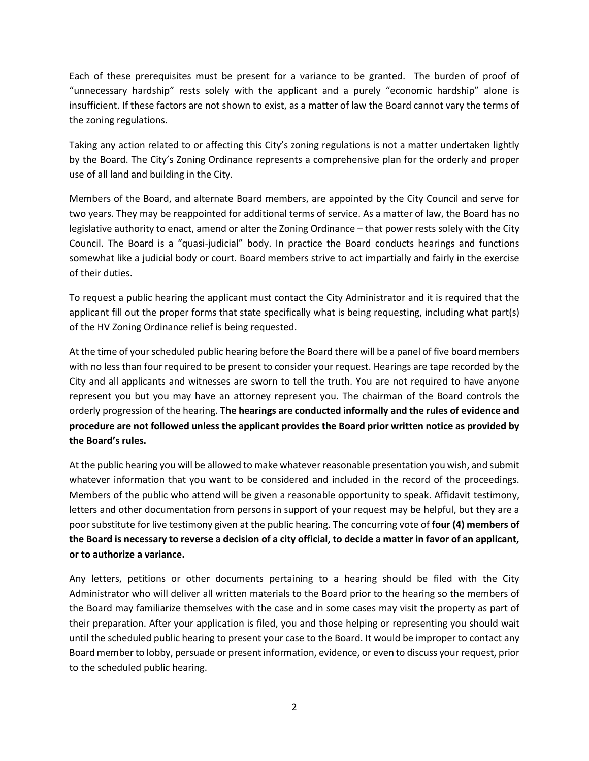Each of these prerequisites must be present for a variance to be granted. The burden of proof of "unnecessary hardship" rests solely with the applicant and a purely "economic hardship" alone is insufficient. If these factors are not shown to exist, as a matter of law the Board cannot vary the terms of the zoning regulations.

Taking any action related to or affecting this City's zoning regulations is not a matter undertaken lightly by the Board. The City's Zoning Ordinance represents a comprehensive plan for the orderly and proper use of all land and building in the City.

Members of the Board, and alternate Board members, are appointed by the City Council and serve for two years. They may be reappointed for additional terms of service. As a matter of law, the Board has no legislative authority to enact, amend or alter the Zoning Ordinance – that power rests solely with the City Council. The Board is a "quasi-judicial" body. In practice the Board conducts hearings and functions somewhat like a judicial body or court. Board members strive to act impartially and fairly in the exercise of their duties.

To request a public hearing the applicant must contact the City Administrator and it is required that the applicant fill out the proper forms that state specifically what is being requesting, including what part(s) of the HV Zoning Ordinance relief is being requested.

At the time of your scheduled public hearing before the Board there will be a panel of five board members with no less than four required to be present to consider your request. Hearings are tape recorded by the City and all applicants and witnesses are sworn to tell the truth. You are not required to have anyone represent you but you may have an attorney represent you. The chairman of the Board controls the orderly progression of the hearing. **The hearings are conducted informally and the rules of evidence and procedure are not followed unless the applicant provides the Board prior written notice as provided by the Board's rules.**

At the public hearing you will be allowed to make whatever reasonable presentation you wish, and submit whatever information that you want to be considered and included in the record of the proceedings. Members of the public who attend will be given a reasonable opportunity to speak. Affidavit testimony, letters and other documentation from persons in support of your request may be helpful, but they are a poor substitute for live testimony given at the public hearing. The concurring vote of **four (4) members of the Board is necessary to reverse a decision of a city official, to decide a matter in favor of an applicant, or to authorize a variance.**

Any letters, petitions or other documents pertaining to a hearing should be filed with the City Administrator who will deliver all written materials to the Board prior to the hearing so the members of the Board may familiarize themselves with the case and in some cases may visit the property as part of their preparation. After your application is filed, you and those helping or representing you should wait until the scheduled public hearing to present your case to the Board. It would be improper to contact any Board member to lobby, persuade or present information, evidence, or even to discuss your request, prior to the scheduled public hearing.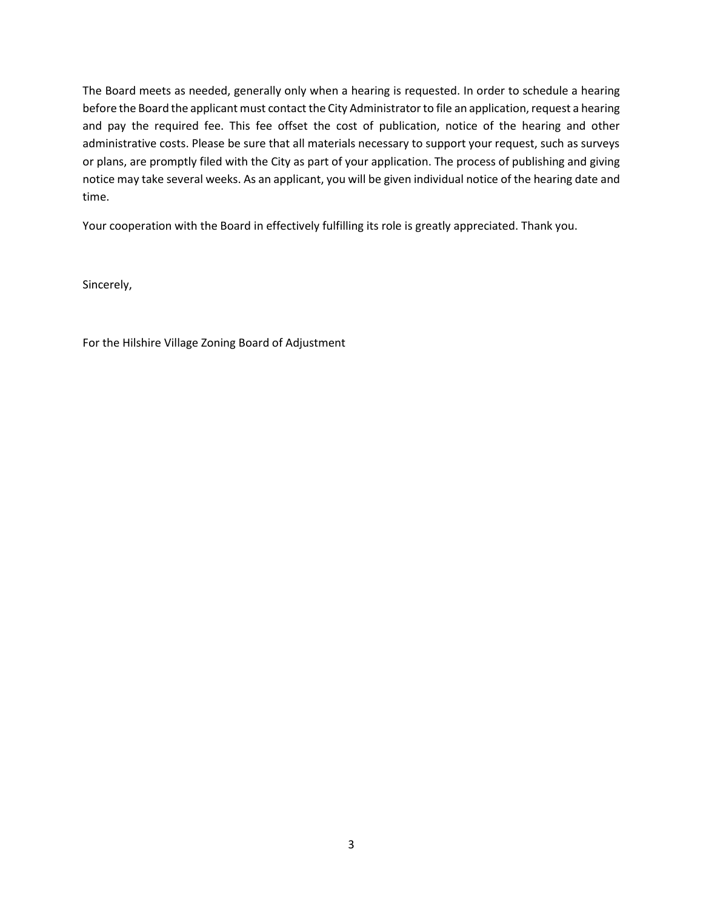The Board meets as needed, generally only when a hearing is requested. In order to schedule a hearing before the Board the applicant must contact the City Administrator to file an application, request a hearing and pay the required fee. This fee offset the cost of publication, notice of the hearing and other administrative costs. Please be sure that all materials necessary to support your request, such as surveys or plans, are promptly filed with the City as part of your application. The process of publishing and giving notice may take several weeks. As an applicant, you will be given individual notice of the hearing date and time.

Your cooperation with the Board in effectively fulfilling its role is greatly appreciated. Thank you.

Sincerely,

For the Hilshire Village Zoning Board of Adjustment